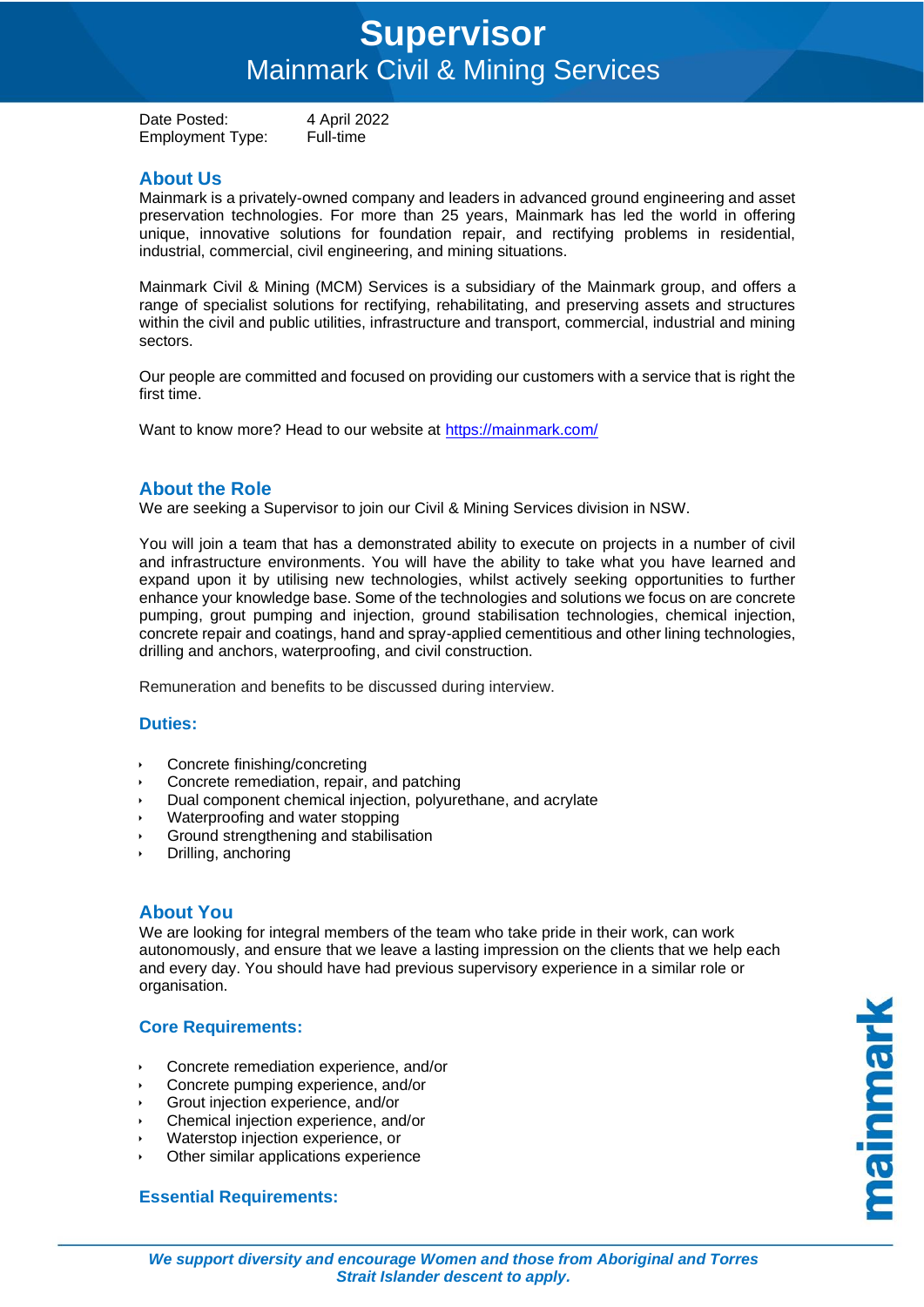# Supervisor

## Mainmark Civil & Mining Services

Date Posted: 4 April 2022
Employment Type: Full-time

## About Us

Mainmark is a privately-owned company and leaders in advanced ground engineering and asset preservation technologies. For more than 25 years, Mainmark has led the world in offering unique, innovative solutions for foundation repair, and rectifying problems in residential, industrial, commercial, civil engineering, and mining situations.

Mainmark Civil & Mining (MCM) Services is a subsidiary of the Mainmark group, and offers a range of specialist solutions for rectifying, rehabilitating, and preserving assets and structures within the civil and public utilities, infrastructure and transport, commercial, industrial and mining sectors.

Our people are committed and focused on providing our customers with a service that is right the first time.

Want to know more? Head to our website at [https://mainmark.com/](https://mainmark.com/)

## About the Role

We are seeking a Supervisor to join our Civil & Mining Services division in NSW.

You will join a team that has a demonstrated ability to execute on projects in a number of civil and infrastructure environments. You will have the ability to take what you have learned and expand upon it by utilising new technologies, whilst actively seeking opportunities to further enhance your knowledge base. Some of the technologies and solutions we focus on are concrete pumping, grout pumping and injection, ground stabilisation technologies, chemical injection, concrete repair and coatings, hand and spray-applied cementitious and other lining technologies, drilling and anchors, waterproofing, and civil construction.

Remuneration and benefits to be discussed during interview.

### Duties:

- Concrete finishing/concreting
- Concrete remediation, repair, and patching
- Dual component chemical injection, polyurethane, and acrylate
- Waterproofing and water stopping
- Ground strengthening and stabilisation
- Drilling, anchoring

## About You

We are looking for integral members of the team who take pride in their work, can work autonomously, and ensure that we leave a lasting impression on the clients that we help each and every day. You should have had previous supervisory experience in a similar role or organisation.

### Core Requirements:

- Concrete remediation experience, and/or
- Concrete pumping experience, and/or
- Grout injection experience, and/or
- Chemical injection experience, and/or
- Waterstop injection experience, or
- Other similar applications experience

### Essential Requirements:

*We support diversity and encourage Women and those from Aboriginal and Torres Strait Islander descent to apply.*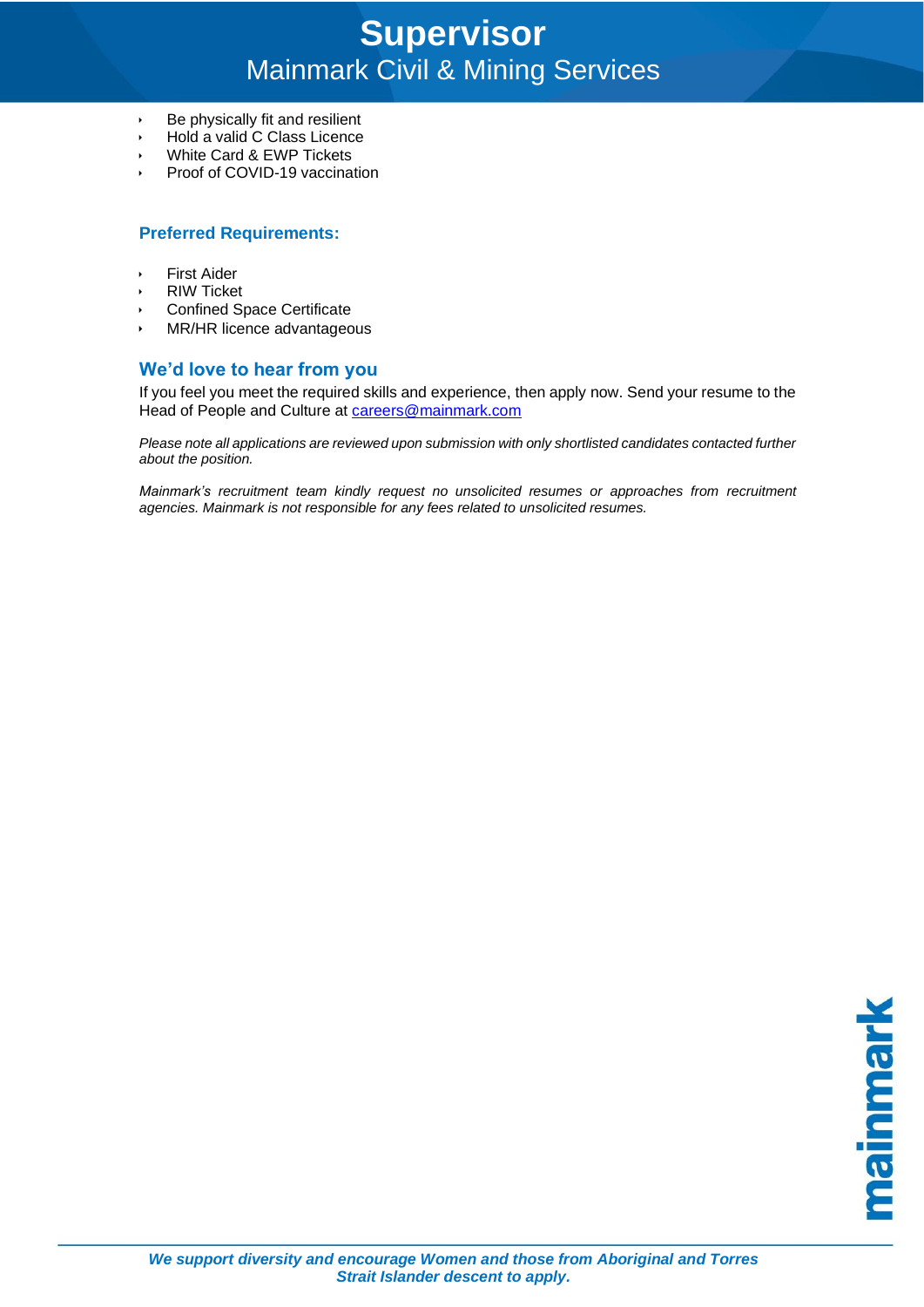- Be physically fit and resilient
- Hold a valid C Class Licence
- White Card & EWP Tickets
- Proof of COVID-19 vaccination

### Preferred Requirements:

- First Aider
- RIW Ticket
- Confined Space Certificate
- MR/HR licence advantageous

### We'd love to hear from you

If you feel you meet the required skills and experience, then apply now. Send your resume to the Head of People and Culture at careers@mainmark.com

*Please note all applications are reviewed upon submission with only shortlisted candidates contacted further about the position.*

*Mainmark's recruitment team kindly request no unsolicited resumes or approaches from recruitment agencies. Mainmark is not responsible for any fees related to unsolicited resumes.*

***We support diversity and encourage Women and those from Aboriginal and Torres Strait Islander descent to apply.***